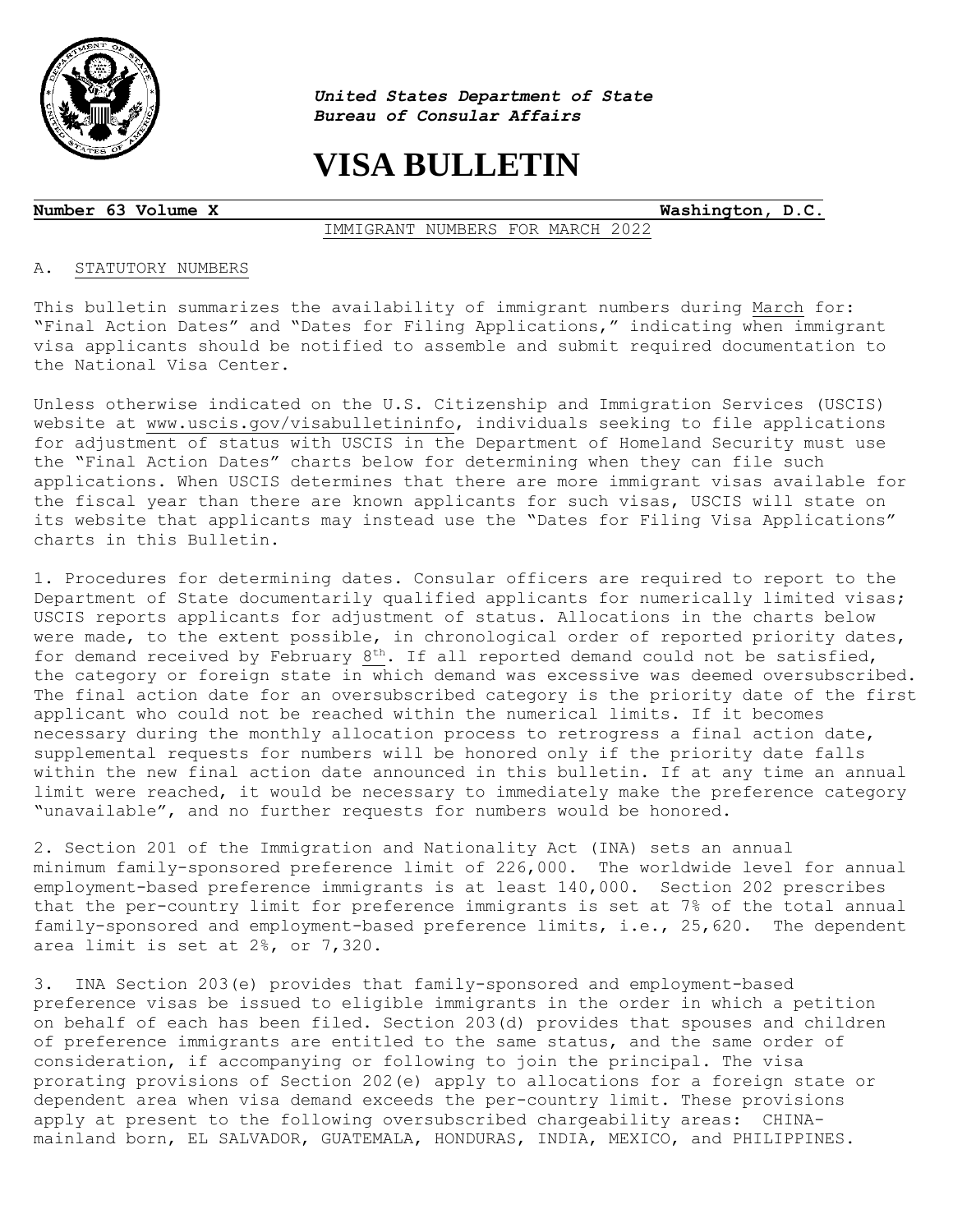*United States Department of State*
*Bureau of Consular Affairs*

# VISA BULLETIN

**Number 63 Volume X** **Washington, D.C.**

IMMIGRANT NUMBERS FOR MARCH 2022

A. STATUTORY NUMBERS

This bulletin summarizes the availability of immigrant numbers during March for: "Final Action Dates" and "Dates for Filing Applications," indicating when immigrant visa applicants should be notified to assemble and submit required documentation to the National Visa Center.

Unless otherwise indicated on the U.S. Citizenship and Immigration Services (USCIS) website at www.uscis.gov/visabulletininfo, individuals seeking to file applications for adjustment of status with USCIS in the Department of Homeland Security must use the "Final Action Dates" charts below for determining when they can file such applications. When USCIS determines that there are more immigrant visas available for the fiscal year than there are known applicants for such visas, USCIS will state on its website that applicants may instead use the "Dates for Filing Visa Applications" charts in this Bulletin.

1. Procedures for determining dates. Consular officers are required to report to the Department of State documentarily qualified applicants for numerically limited visas; USCIS reports applicants for adjustment of status. Allocations in the charts below were made, to the extent possible, in chronological order of reported priority dates, for demand received by February 8th. If all reported demand could not be satisfied, the category or foreign state in which demand was excessive was deemed oversubscribed. The final action date for an oversubscribed category is the priority date of the first applicant who could not be reached within the numerical limits. If it becomes necessary during the monthly allocation process to retrogress a final action date, supplemental requests for numbers will be honored only if the priority date falls within the new final action date announced in this bulletin. If at any time an annual limit were reached, it would be necessary to immediately make the preference category "unavailable", and no further requests for numbers would be honored.

2. Section 201 of the Immigration and Nationality Act (INA) sets an annual minimum family-sponsored preference limit of 226,000. The worldwide level for annual employment-based preference immigrants is at least 140,000. Section 202 prescribes that the per-country limit for preference immigrants is set at 7% of the total annual family-sponsored and employment-based preference limits, i.e., 25,620. The dependent area limit is set at 2%, or 7,320.

3. INA Section 203(e) provides that family-sponsored and employment-based preference visas be issued to eligible immigrants in the order in which a petition on behalf of each has been filed. Section 203(d) provides that spouses and children of preference immigrants are entitled to the same status, and the same order of consideration, if accompanying or following to join the principal. The visa prorating provisions of Section 202(e) apply to allocations for a foreign state or dependent area when visa demand exceeds the per-country limit. These provisions apply at present to the following oversubscribed chargeability areas: CHINA-mainland born, EL SALVADOR, GUATEMALA, HONDURAS, INDIA, MEXICO, and PHILIPPINES.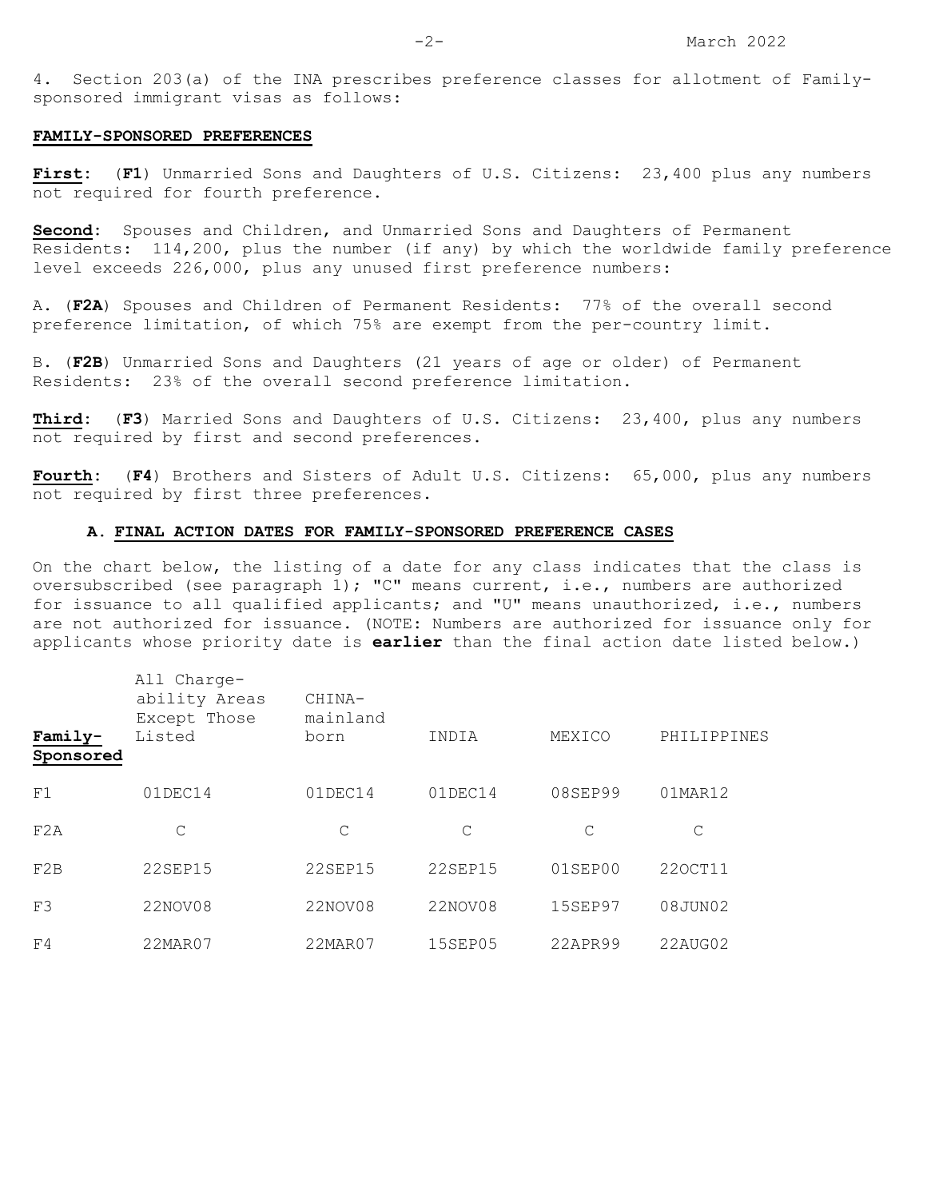4. Section 203(a) of the INA prescribes preference classes for allotment of Family-sponsored immigrant visas as follows:

**FAMILY-SPONSORED PREFERENCES**

**First**: (**F1**) Unmarried Sons and Daughters of U.S. Citizens: 23,400 plus any numbers not required for fourth preference.

**Second**: Spouses and Children, and Unmarried Sons and Daughters of Permanent Residents: 114,200, plus the number (if any) by which the worldwide family preference level exceeds 226,000, plus any unused first preference numbers:

A. (**F2A**) Spouses and Children of Permanent Residents: 77% of the overall second preference limitation, of which 75% are exempt from the per-country limit.

B. (**F2B**) Unmarried Sons and Daughters (21 years of age or older) of Permanent Residents: 23% of the overall second preference limitation.

**Third**: (**F3**) Married Sons and Daughters of U.S. Citizens: 23,400, plus any numbers not required by first and second preferences.

**Fourth**: (**F4**) Brothers and Sisters of Adult U.S. Citizens: 65,000, plus any numbers not required by first three preferences.

## A. FINAL ACTION DATES FOR FAMILY-SPONSORED PREFERENCE CASES

On the chart below, the listing of a date for any class indicates that the class is oversubscribed (see paragraph 1); "C" means current, i.e., numbers are authorized for issuance to all qualified applicants; and "U" means unauthorized, i.e., numbers are not authorized for issuance. (NOTE: Numbers are authorized for issuance only for applicants whose priority date is **earlier** than the final action date listed below.)

| **Family-Sponsored** | All Chargeability Areas Except Those Listed | CHINA-mainland born | INDIA | MEXICO | PHILIPPINES |
|---|---|---|---|---|---|
| F1 | 01DEC14 | 01DEC14 | 01DEC14 | 08SEP99 | 01MAR12 |
| F2A | C | C | C | C | C |
| F2B | 22SEP15 | 22SEP15 | 22SEP15 | 01SEP00 | 22OCT11 |
| F3 | 22NOV08 | 22NOV08 | 22NOV08 | 15SEP97 | 08JUN02 |
| F4 | 22MAR07 | 22MAR07 | 15SEP05 | 22APR99 | 22AUG02 |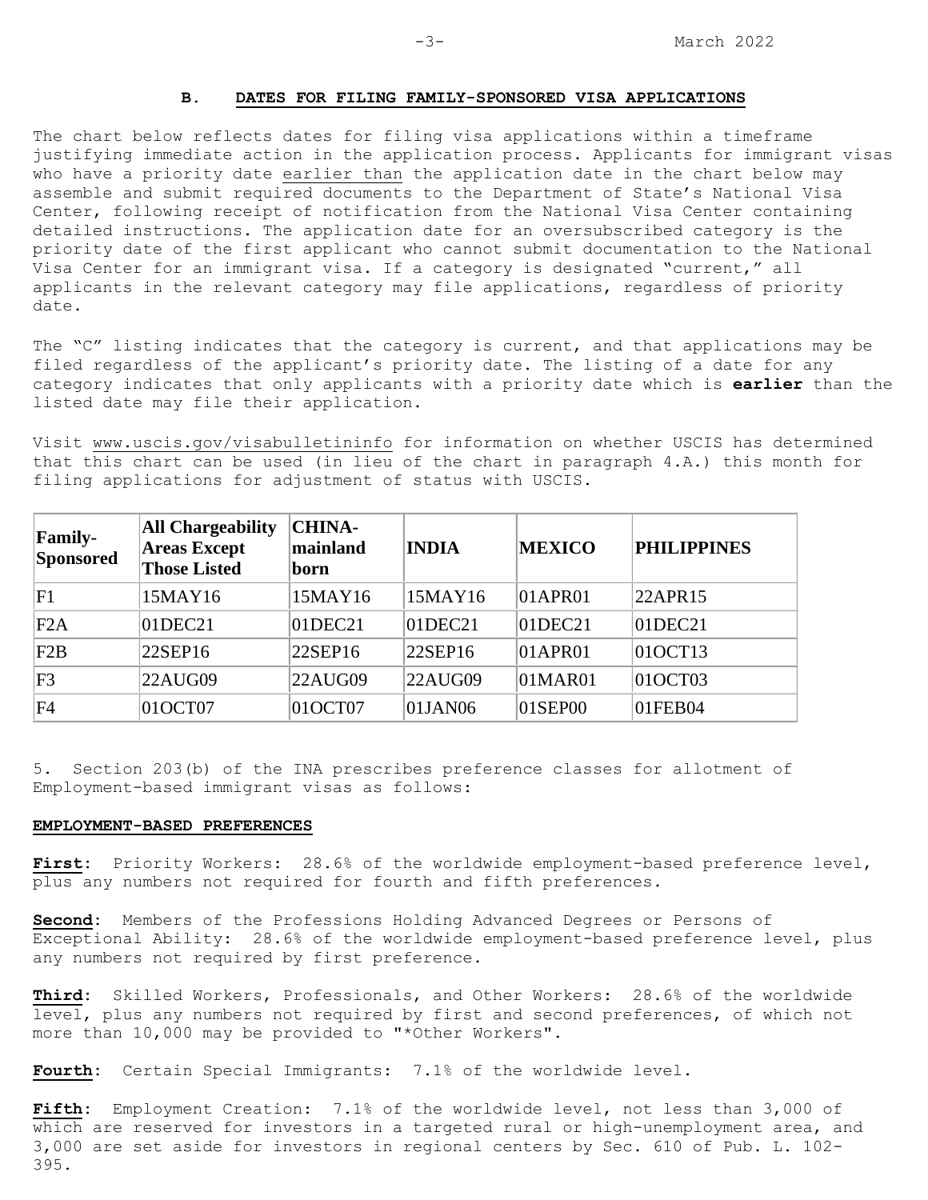### B. DATES FOR FILING FAMILY-SPONSORED VISA APPLICATIONS

The chart below reflects dates for filing visa applications within a timeframe justifying immediate action in the application process. Applicants for immigrant visas who have a priority date earlier than the application date in the chart below may assemble and submit required documents to the Department of State's National Visa Center, following receipt of notification from the National Visa Center containing detailed instructions. The application date for an oversubscribed category is the priority date of the first applicant who cannot submit documentation to the National Visa Center for an immigrant visa. If a category is designated "current," all applicants in the relevant category may file applications, regardless of priority date.

The "C" listing indicates that the category is current, and that applications may be filed regardless of the applicant's priority date. The listing of a date for any category indicates that only applicants with a priority date which is **earlier** than the listed date may file their application.

Visit www.uscis.gov/visabulletininfo for information on whether USCIS has determined that this chart can be used (in lieu of the chart in paragraph 4.A.) this month for filing applications for adjustment of status with USCIS.

| Family-Sponsored | All Chargeability Areas Except Those Listed | CHINA-mainland born | INDIA | MEXICO | PHILIPPINES |
|---|---|---|---|---|---|
| F1 | 15MAY16 | 15MAY16 | 15MAY16 | 01APR01 | 22APR15 |
| F2A | 01DEC21 | 01DEC21 | 01DEC21 | 01DEC21 | 01DEC21 |
| F2B | 22SEP16 | 22SEP16 | 22SEP16 | 01APR01 | 01OCT13 |
| F3 | 22AUG09 | 22AUG09 | 22AUG09 | 01MAR01 | 01OCT03 |
| F4 | 01OCT07 | 01OCT07 | 01JAN06 | 01SEP00 | 01FEB04 |

5. Section 203(b) of the INA prescribes preference classes for allotment of Employment-based immigrant visas as follows:

**EMPLOYMENT-BASED PREFERENCES**

**First**: Priority Workers: 28.6% of the worldwide employment-based preference level, plus any numbers not required for fourth and fifth preferences.

**Second**: Members of the Professions Holding Advanced Degrees or Persons of Exceptional Ability: 28.6% of the worldwide employment-based preference level, plus any numbers not required by first preference.

**Third**: Skilled Workers, Professionals, and Other Workers: 28.6% of the worldwide level, plus any numbers not required by first and second preferences, of which not more than 10,000 may be provided to "*Other Workers".

**Fourth**: Certain Special Immigrants: 7.1% of the worldwide level.

**Fifth**: Employment Creation: 7.1% of the worldwide level, not less than 3,000 of which are reserved for investors in a targeted rural or high-unemployment area, and 3,000 are set aside for investors in regional centers by Sec. 610 of Pub. L. 102-395.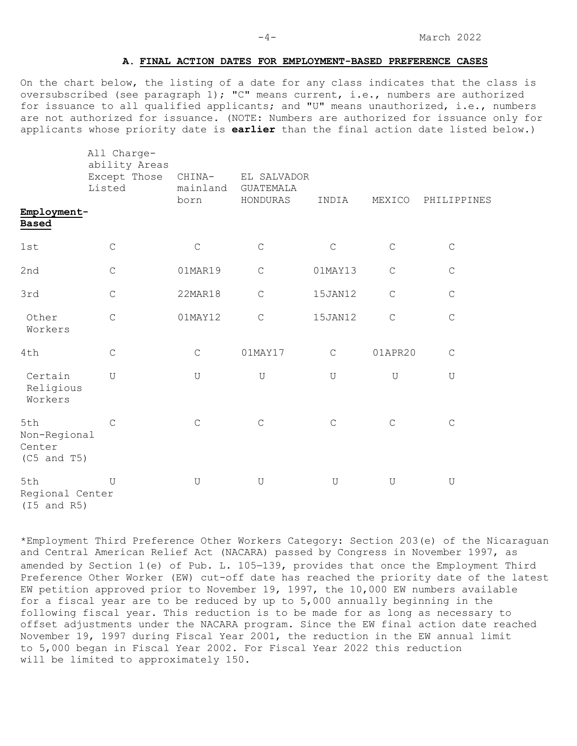## A. FINAL ACTION DATES FOR EMPLOYMENT-BASED PREFERENCE CASES

On the chart below, the listing of a date for any class indicates that the class is oversubscribed (see paragraph 1); "C" means current, i.e., numbers are authorized for issuance to all qualified applicants; and "U" means unauthorized, i.e., numbers are not authorized for issuance. (NOTE: Numbers are authorized for issuance only for applicants whose priority date is **earlier** than the final action date listed below.)

| Employment-Based | All Chargeability Areas Except Those Listed | CHINA-mainland born | EL SALVADOR GUATEMALA HONDURAS | INDIA | MEXICO | PHILIPPINES |
|---|---|---|---|---|---|---|
| 1st | C | C | C | C | C | C |
| 2nd | C | 01MAR19 | C | 01MAY13 | C | C |
| 3rd | C | 22MAR18 | C | 15JAN12 | C | C |
| Other Workers | C | 01MAY12 | C | 15JAN12 | C | C |
| 4th | C | C | 01MAY17 | C | 01APR20 | C |
| Certain Religious Workers | U | U | U | U | U | U |
| 5th Non-Regional Center (C5 and T5) | C | C | C | C | C | C |
| 5th Regional Center (I5 and R5) | U | U | U | U | U | U |

*Employment Third Preference Other Workers Category: Section 203(e) of the Nicaraguan and Central American Relief Act (NACARA) passed by Congress in November 1997, as amended by Section 1(e) of Pub. L. 105–139, provides that once the Employment Third Preference Other Worker (EW) cut-off date has reached the priority date of the latest EW petition approved prior to November 19, 1997, the 10,000 EW numbers available for a fiscal year are to be reduced by up to 5,000 annually beginning in the following fiscal year. This reduction is to be made for as long as necessary to offset adjustments under the NACARA program. Since the EW final action date reached November 19, 1997 during Fiscal Year 2001, the reduction in the EW annual limit to 5,000 began in Fiscal Year 2002. For Fiscal Year 2022 this reduction will be limited to approximately 150.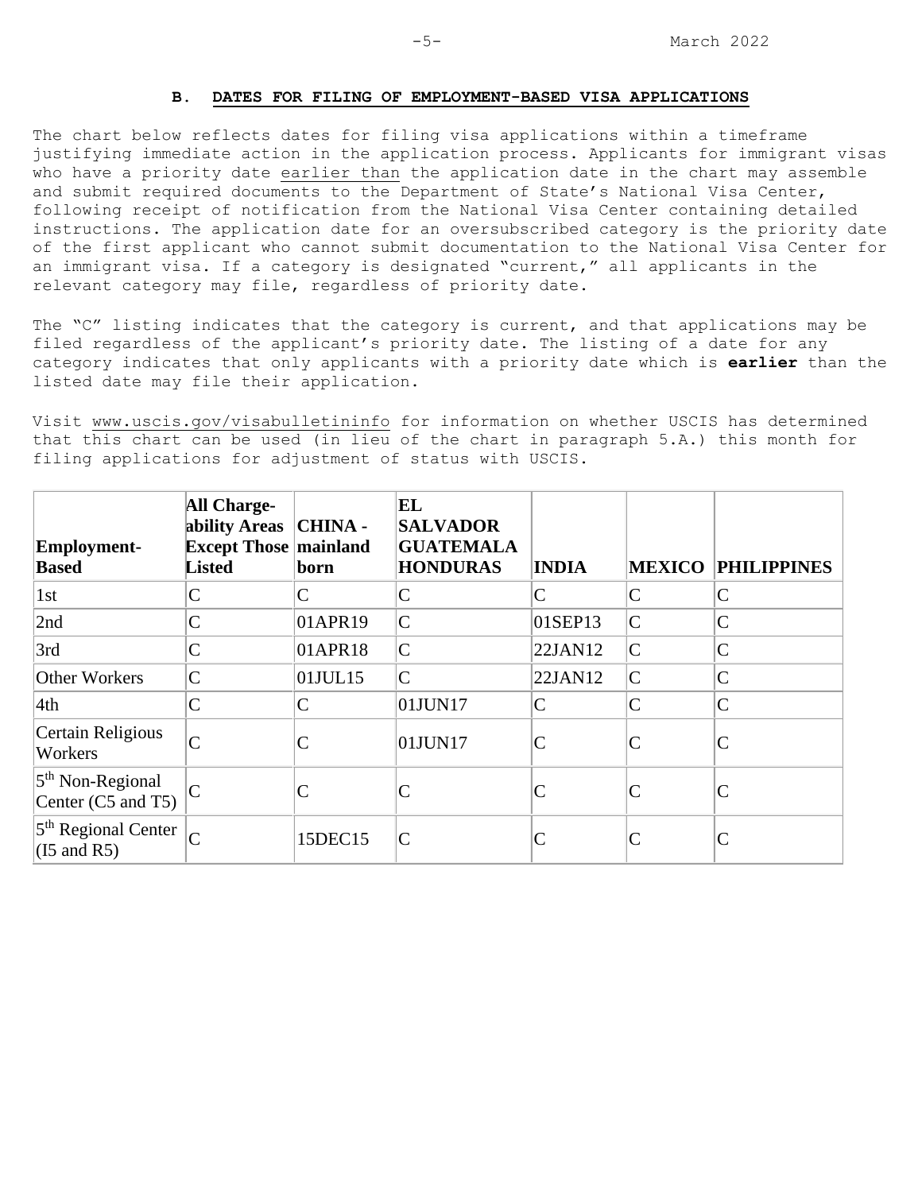### B. DATES FOR FILING OF EMPLOYMENT-BASED VISA APPLICATIONS

The chart below reflects dates for filing visa applications within a timeframe justifying immediate action in the application process. Applicants for immigrant visas who have a priority date earlier than the application date in the chart may assemble and submit required documents to the Department of State's National Visa Center, following receipt of notification from the National Visa Center containing detailed instructions. The application date for an oversubscribed category is the priority date of the first applicant who cannot submit documentation to the National Visa Center for an immigrant visa. If a category is designated "current," all applicants in the relevant category may file, regardless of priority date.

The "C" listing indicates that the category is current, and that applications may be filed regardless of the applicant's priority date. The listing of a date for any category indicates that only applicants with a priority date which is **earlier** than the listed date may file their application.

Visit www.uscis.gov/visabulletininfo for information on whether USCIS has determined that this chart can be used (in lieu of the chart in paragraph 5.A.) this month for filing applications for adjustment of status with USCIS.

| Employment-Based | All Chargeability Areas Except Those Listed | CHINA - mainland born | EL SALVADOR GUATEMALA HONDURAS | INDIA | MEXICO | PHILIPPINES |
|---|---|---|---|---|---|---|
| 1st | C | C | C | C | C | C |
| 2nd | C | 01APR19 | C | 01SEP13 | C | C |
| 3rd | C | 01APR18 | C | 22JAN12 | C | C |
| Other Workers | C | 01JUL15 | C | 22JAN12 | C | C |
| 4th | C | C | 01JUN17 | C | C | C |
| Certain Religious Workers | C | C | 01JUN17 | C | C | C |
| 5th Non-Regional Center (C5 and T5) | C | C | C | C | C | C |
| 5th Regional Center (I5 and R5) | C | 15DEC15 | C | C | C | C |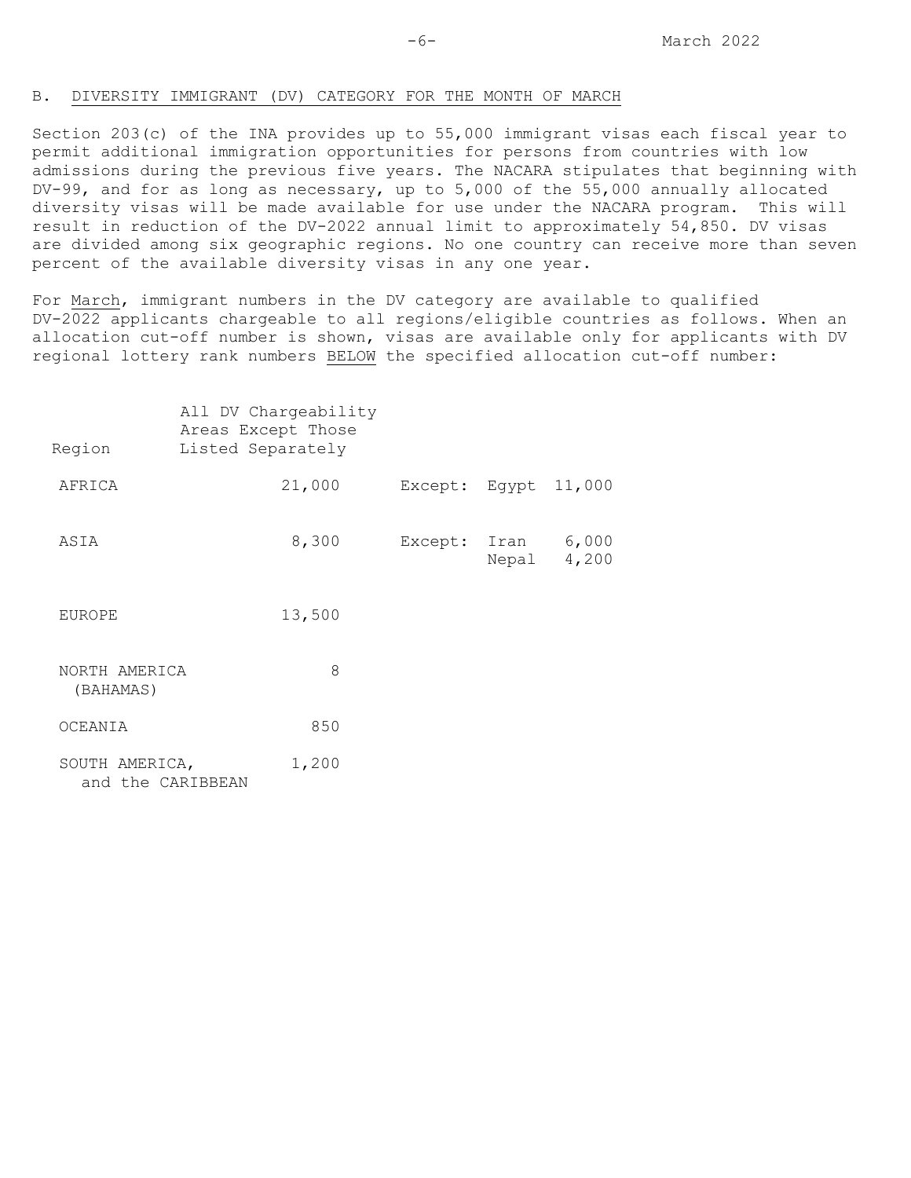## B. DIVERSITY IMMIGRANT (DV) CATEGORY FOR THE MONTH OF MARCH

Section 203(c) of the INA provides up to 55,000 immigrant visas each fiscal year to permit additional immigration opportunities for persons from countries with low admissions during the previous five years. The NACARA stipulates that beginning with DV-99, and for as long as necessary, up to 5,000 of the 55,000 annually allocated diversity visas will be made available for use under the NACARA program. This will result in reduction of the DV-2022 annual limit to approximately 54,850. DV visas are divided among six geographic regions. No one country can receive more than seven percent of the available diversity visas in any one year.

For March, immigrant numbers in the DV category are available to qualified DV-2022 applicants chargeable to all regions/eligible countries as follows. When an allocation cut-off number is shown, visas are available only for applicants with DV regional lottery rank numbers BELOW the specified allocation cut-off number:

| Region | All DV Chargeability Areas Except Those Listed Separately | | | |
|---|---|---|---|---|
| AFRICA | 21,000 | Except: | Egypt | 11,000 |
| ASIA | 8,300 | Except: | Iran | 6,000 |
| | | | Nepal | 4,200 |
| EUROPE | 13,500 | | | |
| NORTH AMERICA (BAHAMAS) | 8 | | | |
| OCEANIA | 850 | | | |
| SOUTH AMERICA, and the CARIBBEAN | 1,200 | | | |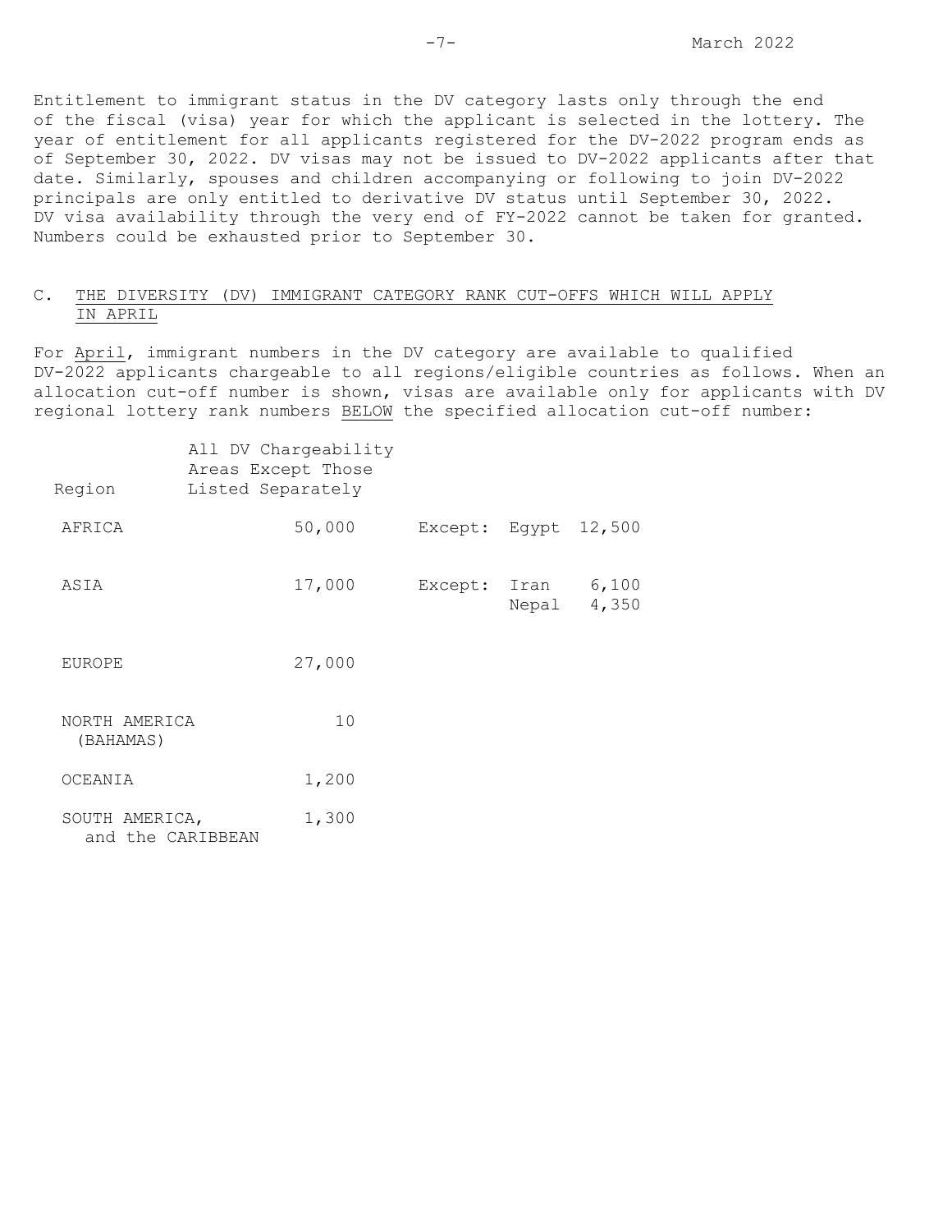Entitlement to immigrant status in the DV category lasts only through the end of the fiscal (visa) year for which the applicant is selected in the lottery. The year of entitlement for all applicants registered for the DV-2022 program ends as of September 30, 2022. DV visas may not be issued to DV-2022 applicants after that date. Similarly, spouses and children accompanying or following to join DV-2022 principals are only entitled to derivative DV status until September 30, 2022. DV visa availability through the very end of FY-2022 cannot be taken for granted. Numbers could be exhausted prior to September 30.

## C. THE DIVERSITY (DV) IMMIGRANT CATEGORY RANK CUT-OFFS WHICH WILL APPLY IN APRIL

For April, immigrant numbers in the DV category are available to qualified DV-2022 applicants chargeable to all regions/eligible countries as follows. When an allocation cut-off number is shown, visas are available only for applicants with DV regional lottery rank numbers BELOW the specified allocation cut-off number:

| Region | All DV Chargeability Areas Except Those Listed Separately | | |
|---|---|---|---|
| AFRICA | 50,000 | Except: Egypt | 12,500 |
| ASIA | 17,000 | Except: Iran | 6,100 |
| | | Nepal | 4,350 |
| EUROPE | 27,000 | | |
| NORTH AMERICA (BAHAMAS) | 10 | | |
| OCEANIA | 1,200 | | |
| SOUTH AMERICA, and the CARIBBEAN | 1,300 | | |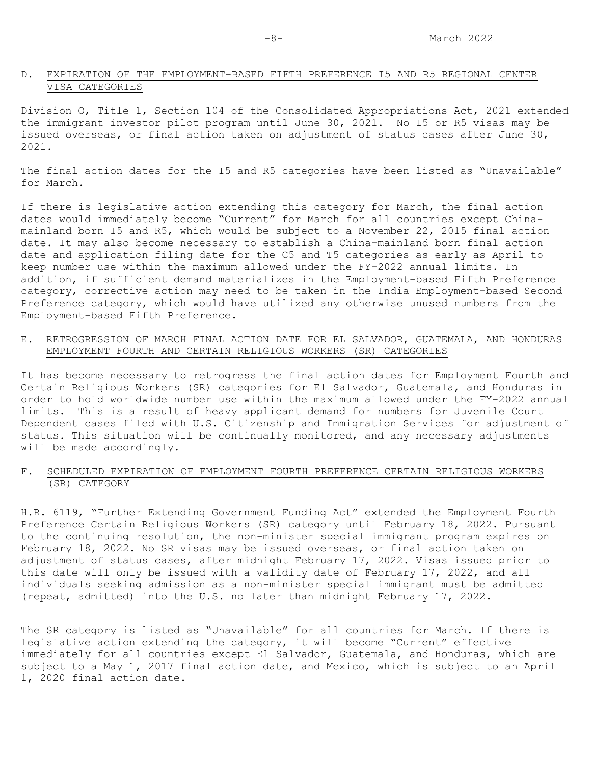## D. EXPIRATION OF THE EMPLOYMENT-BASED FIFTH PREFERENCE I5 AND R5 REGIONAL CENTER VISA CATEGORIES

Division O, Title 1, Section 104 of the Consolidated Appropriations Act, 2021 extended the immigrant investor pilot program until June 30, 2021. No I5 or R5 visas may be issued overseas, or final action taken on adjustment of status cases after June 30, 2021.

The final action dates for the I5 and R5 categories have been listed as "Unavailable" for March.

If there is legislative action extending this category for March, the final action dates would immediately become "Current" for March for all countries except China-mainland born I5 and R5, which would be subject to a November 22, 2015 final action date. It may also become necessary to establish a China-mainland born final action date and application filing date for the C5 and T5 categories as early as April to keep number use within the maximum allowed under the FY-2022 annual limits. In addition, if sufficient demand materializes in the Employment-based Fifth Preference category, corrective action may need to be taken in the India Employment-based Second Preference category, which would have utilized any otherwise unused numbers from the Employment-based Fifth Preference.

## E. RETROGRESSION OF MARCH FINAL ACTION DATE FOR EL SALVADOR, GUATEMALA, AND HONDURAS EMPLOYMENT FOURTH AND CERTAIN RELIGIOUS WORKERS (SR) CATEGORIES

It has become necessary to retrogress the final action dates for Employment Fourth and Certain Religious Workers (SR) categories for El Salvador, Guatemala, and Honduras in order to hold worldwide number use within the maximum allowed under the FY-2022 annual limits. This is a result of heavy applicant demand for numbers for Juvenile Court Dependent cases filed with U.S. Citizenship and Immigration Services for adjustment of status. This situation will be continually monitored, and any necessary adjustments will be made accordingly.

## F. SCHEDULED EXPIRATION OF EMPLOYMENT FOURTH PREFERENCE CERTAIN RELIGIOUS WORKERS (SR) CATEGORY

H.R. 6119, "Further Extending Government Funding Act" extended the Employment Fourth Preference Certain Religious Workers (SR) category until February 18, 2022. Pursuant to the continuing resolution, the non-minister special immigrant program expires on February 18, 2022. No SR visas may be issued overseas, or final action taken on adjustment of status cases, after midnight February 17, 2022. Visas issued prior to this date will only be issued with a validity date of February 17, 2022, and all individuals seeking admission as a non-minister special immigrant must be admitted (repeat, admitted) into the U.S. no later than midnight February 17, 2022.

The SR category is listed as "Unavailable" for all countries for March. If there is legislative action extending the category, it will become "Current" effective immediately for all countries except El Salvador, Guatemala, and Honduras, which are subject to a May 1, 2017 final action date, and Mexico, which is subject to an April 1, 2020 final action date.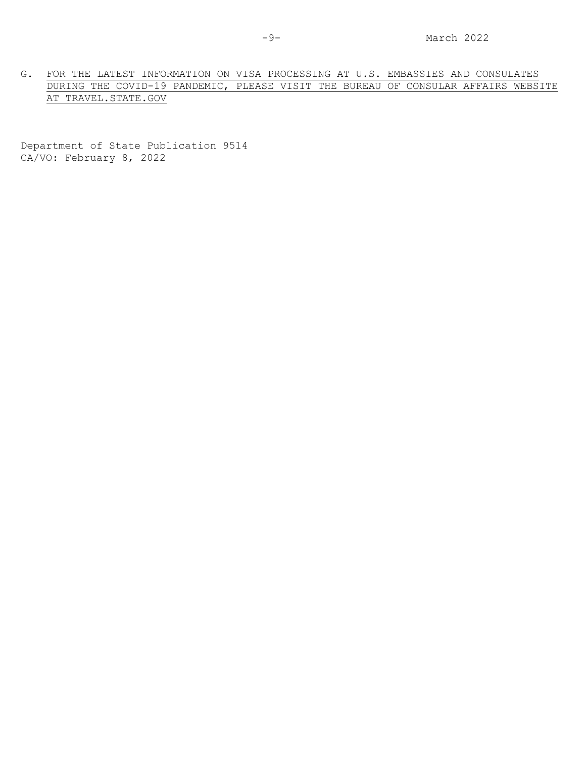G. <u>FOR THE LATEST INFORMATION ON VISA PROCESSING AT U.S. EMBASSIES AND CONSULATES DURING THE COVID-19 PANDEMIC, PLEASE VISIT THE BUREAU OF CONSULAR AFFAIRS WEBSITE AT TRAVEL.STATE.GOV</u>

Department of State Publication 9514
CA/VO: February 8, 2022